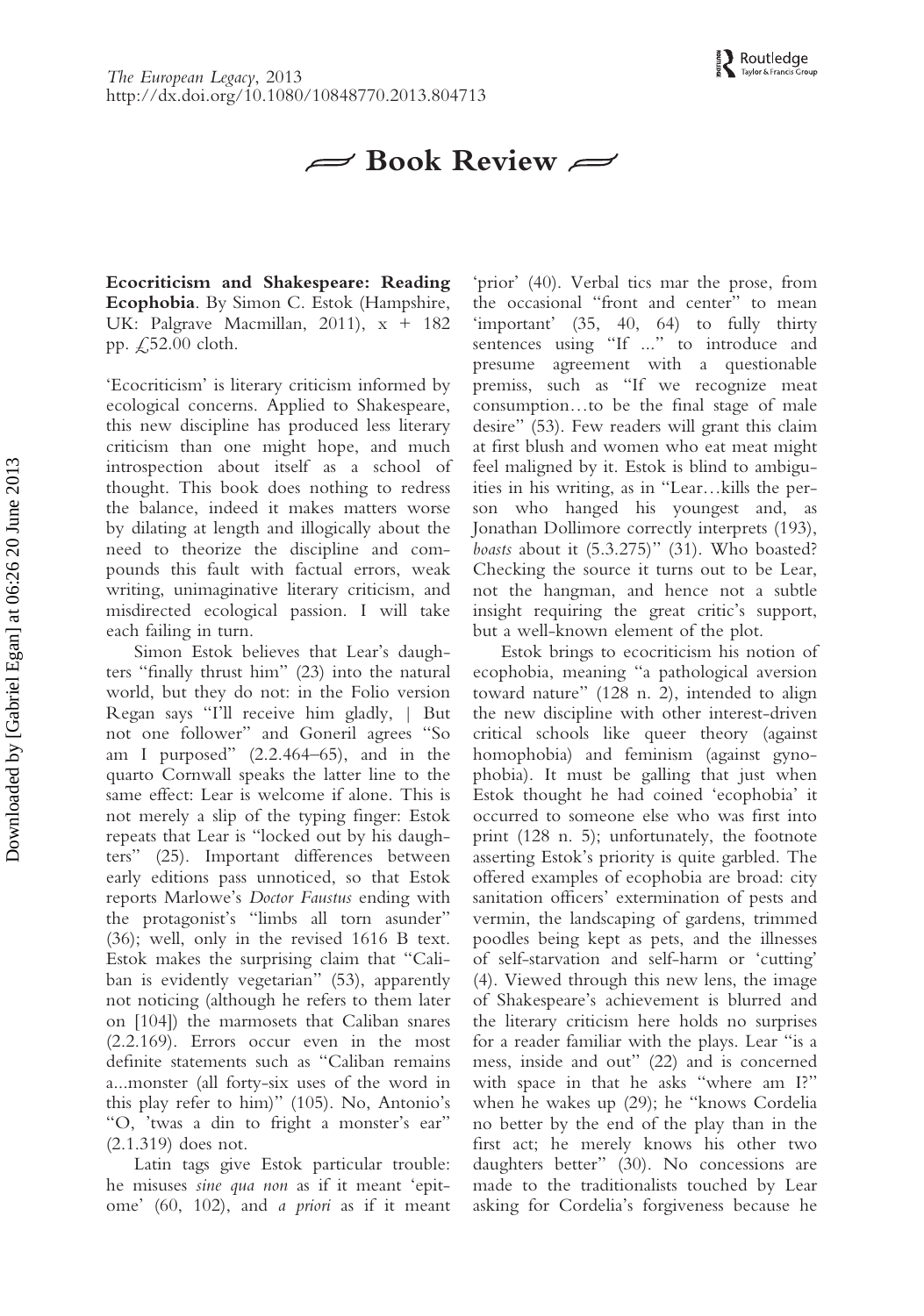## Book Review

**Ecocriticism and Shakespeare: Reading Ecophobia**. By Simon C. Estok (Hampshire, UK: Palgrave Macmillan, 2011), x + 182 pp. £52.00 cloth.

'Ecocriticism' is literary criticism informed by ecological concerns. Applied to Shakespeare, this new discipline has produced less literary criticism than one might hope, and much introspection about itself as a school of thought. This book does nothing to redress the balance, indeed it makes matters worse by dilating at length and illogically about the need to theorize the discipline and compounds this fault with factual errors, weak writing, unimaginative literary criticism, and misdirected ecological passion. I will take each failing in turn.

Simon Estok believes that Lear's daughters "finally thrust him" (23) into the natural world, but they do not: in the Folio version Regan says "I'll receive him gladly, | But not one follower" and Goneril agrees "So am I purposed" (2.2.464–65), and in the quarto Cornwall speaks the latter line to the same effect: Lear is welcome if alone. This is not merely a slip of the typing finger: Estok repeats that Lear is "locked out by his daughters" (25). Important differences between early editions pass unnoticed, so that Estok reports Marlowe's *Doctor Faustus* ending with the protagonist's "limbs all torn asunder" (36); well, only in the revised 1616 B text. Estok makes the surprising claim that "Caliban is evidently vegetarian" (53), apparently not noticing (although he refers to them later on [104]) the marmosets that Caliban snares (2.2.169). Errors occur even in the most definite statements such as "Caliban remains a...monster (all forty-six uses of the word in this play refer to him)" (105). No, Antonio's "O, 'twas a din to fright a monster's ear" (2.1.319) does not.

Latin tags give Estok particular trouble: he misuses *sine qua non* as if it meant 'epitome' (60, 102), and *a priori* as if it meant 'prior' (40). Verbal tics mar the prose, from the occasional "front and center" to mean 'important' (35, 40, 64) to fully thirty sentences using "If ..." to introduce and presume agreement with a questionable premiss, such as "If we recognize meat consumption…to be the final stage of male desire" (53). Few readers will grant this claim at first blush and women who eat meat might feel maligned by it. Estok is blind to ambiguities in his writing, as in "Lear…kills the person who hanged his youngest and, as Jonathan Dollimore correctly interprets (193), *boasts* about it (5.3.275)" (31). Who boasted? Checking the source it turns out to be Lear, not the hangman, and hence not a subtle insight requiring the great critic's support, but a well-known element of the plot.

Estok brings to ecocriticism his notion of ecophobia, meaning "a pathological aversion toward nature" (128 n. 2), intended to align the new discipline with other interest-driven critical schools like queer theory (against homophobia) and feminism (against gynophobia). It must be galling that just when Estok thought he had coined 'ecophobia' it occurred to someone else who was first into print (128 n. 5); unfortunately, the footnote asserting Estok's priority is quite garbled. The offered examples of ecophobia are broad: city sanitation officers' extermination of pests and vermin, the landscaping of gardens, trimmed poodles being kept as pets, and the illnesses of self-starvation and self-harm or 'cutting' (4). Viewed through this new lens, the image of Shakespeare's achievement is blurred and the literary criticism here holds no surprises for a reader familiar with the plays. Lear "is a mess, inside and out" (22) and is concerned with space in that he asks "where am I?" when he wakes up (29); he "knows Cordelia no better by the end of the play than in the first act; he merely knows his other two daughters better" (30). No concessions are made to the traditionalists touched by Lear asking for Cordelia's forgiveness because he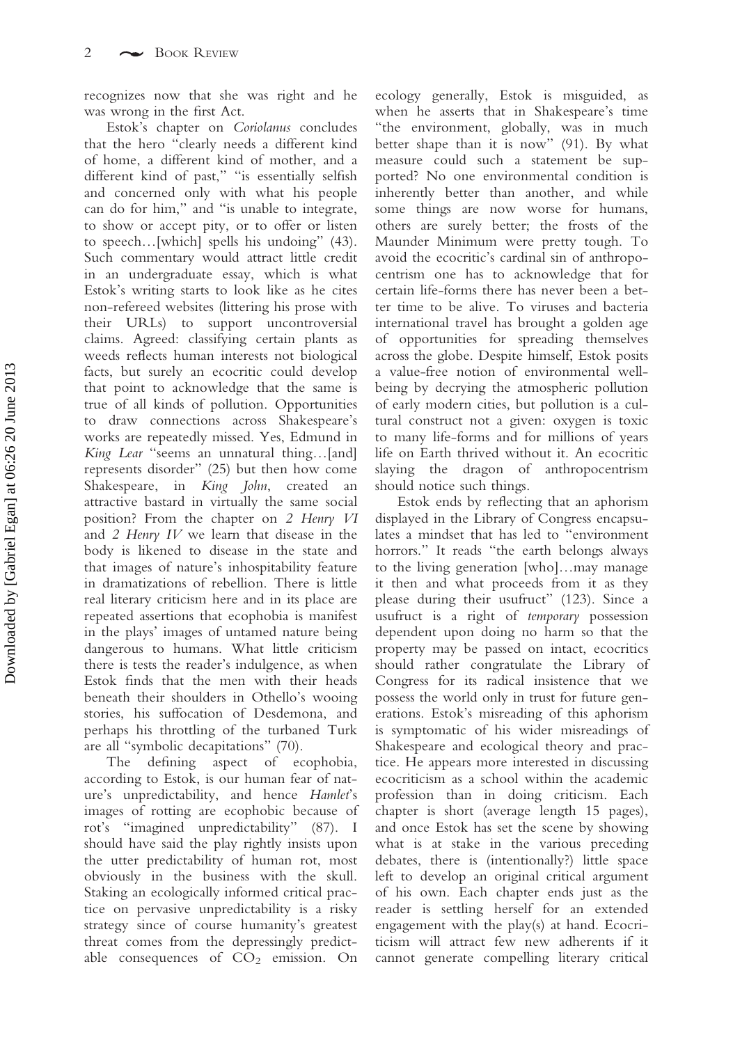recognizes now that she was right and he was wrong in the first Act.

Estok's chapter on *Coriolanus* concludes that the hero "clearly needs a different kind of home, a different kind of mother, and a different kind of past," "is essentially selfish and concerned only with what his people can do for him," and "is unable to integrate, to show or accept pity, or to offer or listen to speech…[which] spells his undoing" (43). Such commentary would attract little credit in an undergraduate essay, which is what Estok's writing starts to look like as he cites non-refereed websites (littering his prose with their URLs) to support uncontroversial claims. Agreed: classifying certain plants as weeds reflects human interests not biological facts, but surely an ecocritic could develop that point to acknowledge that the same is true of all kinds of pollution. Opportunities to draw connections across Shakespeare's works are repeatedly missed. Yes, Edmund in *King Lear* "seems an unnatural thing…[and] represents disorder" (25) but then how come Shakespeare, in *King John*, created an attractive bastard in virtually the same social position? From the chapter on *2 Henry VI* and *2 Henry IV* we learn that disease in the body is likened to disease in the state and that images of nature's inhospitability feature in dramatizations of rebellion. There is little real literary criticism here and in its place are repeated assertions that ecophobia is manifest in the plays' images of untamed nature being dangerous to humans. What little criticism there is tests the reader's indulgence, as when Estok finds that the men with their heads beneath their shoulders in Othello's wooing stories, his suffocation of Desdemona, and perhaps his throttling of the turbaned Turk are all "symbolic decapitations" (70).

The defining aspect of ecophobia, according to Estok, is our human fear of nature's unpredictability, and hence *Hamlet*'s images of rotting are ecophobic because of rot's "imagined unpredictability" (87). I should have said the play rightly insists upon the utter predictability of human rot, most obviously in the business with the skull. Staking an ecologically informed critical practice on pervasive unpredictability is a risky strategy since of course humanity's greatest threat comes from the depressingly predictable consequences of $CO_2$ emission. On ecology generally, Estok is misguided, as when he asserts that in Shakespeare's time "the environment, globally, was in much better shape than it is now" (91). By what measure could such a statement be supported? No one environmental condition is inherently better than another, and while some things are now worse for humans, others are surely better; the frosts of the Maunder Minimum were pretty tough. To avoid the ecocritic's cardinal sin of anthropocentrism one has to acknowledge that for certain life-forms there has never been a better time to be alive. To viruses and bacteria international travel has brought a golden age of opportunities for spreading themselves across the globe. Despite himself, Estok posits a value-free notion of environmental wellbeing by decrying the atmospheric pollution of early modern cities, but pollution is a cultural construct not a given: oxygen is toxic to many life-forms and for millions of years life on Earth thrived without it. An ecocritic slaying the dragon of anthropocentrism should notice such things.

Estok ends by reflecting that an aphorism displayed in the Library of Congress encapsulates a mindset that has led to "environment horrors." It reads "the earth belongs always to the living generation [who]…may manage it then and what proceeds from it as they please during their usufruct" (123). Since a usufruct is a right of *temporary* possession dependent upon doing no harm so that the property may be passed on intact, ecocritics should rather congratulate the Library of Congress for its radical insistence that we possess the world only in trust for future generations. Estok's misreading of this aphorism is symptomatic of his wider misreadings of Shakespeare and ecological theory and practice. He appears more interested in discussing ecocriticism as a school within the academic profession than in doing criticism. Each chapter is short (average length 15 pages), and once Estok has set the scene by showing what is at stake in the various preceding debates, there is (intentionally?) little space left to develop an original critical argument of his own. Each chapter ends just as the reader is settling herself for an extended engagement with the play(s) at hand. Ecocriticism will attract few new adherents if it cannot generate compelling literary critical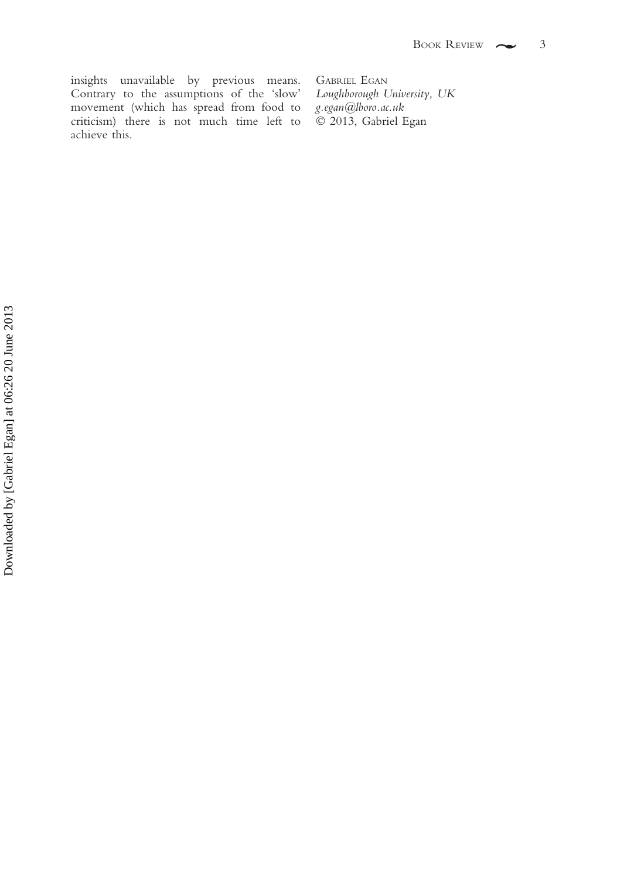insights unavailable by previous means. Contrary to the assumptions of the 'slow' movement (which has spread from food to criticism) there is not much time left to achieve this.

Gabriel Egan
*Loughborough University, UK*
*g.egan@lboro.ac.uk*
© 2013, Gabriel Egan